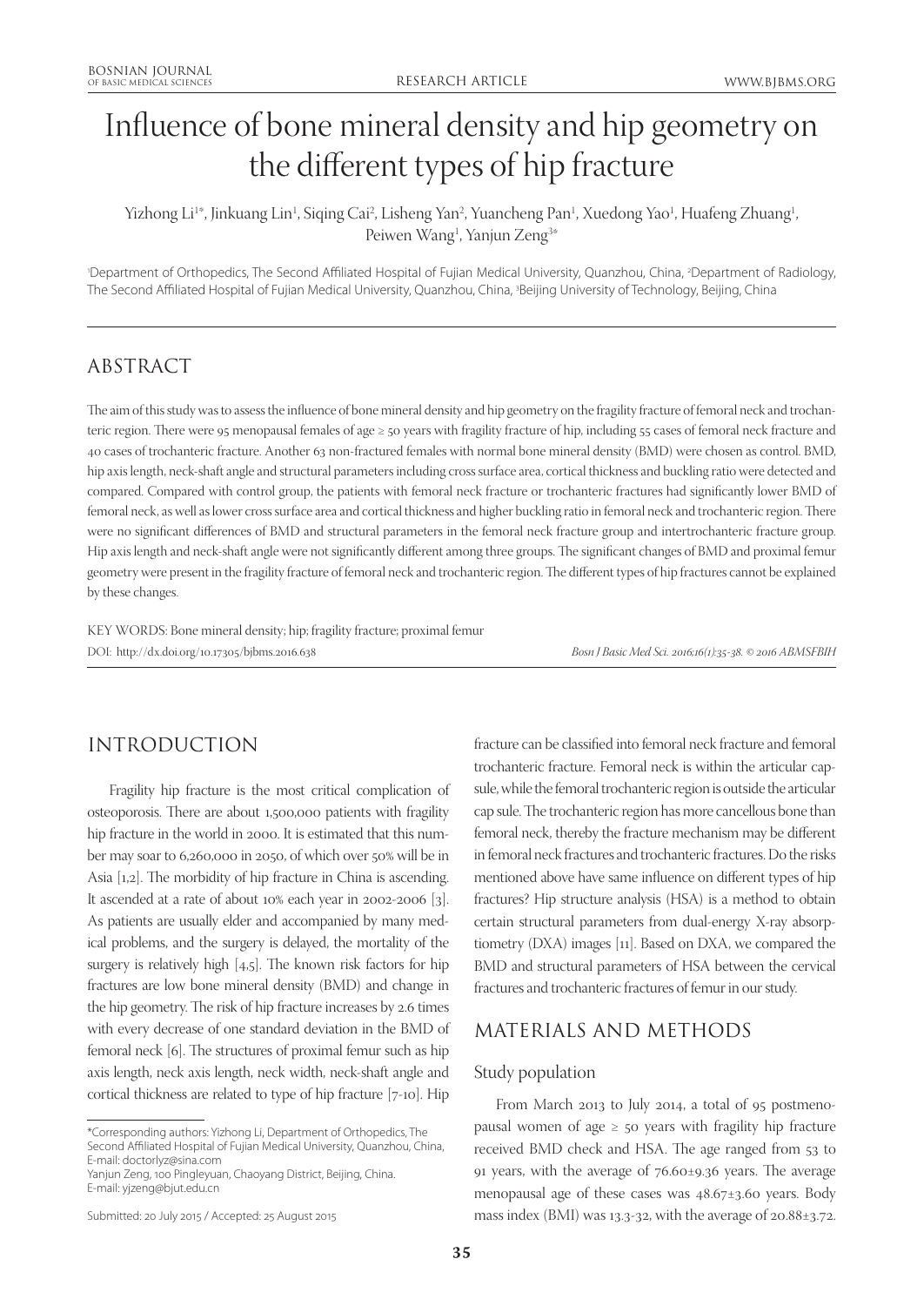# Influence of bone mineral density and hip geometry on the different types of hip fracture

Yizhong Li[1*], Jinkuang Lin[1], Siqing Cai[2], Lisheng Yan[2], Yuancheng Pan[1], Xuedong Yao[1], Huafeng Zhuang[1], Peiwen Wang[1], Yanjun Zeng[3*]

[1]Department of Orthopedics, The Second Affiliated Hospital of Fujian Medical University, Quanzhou, China, [2]Department of Radiology, The Second Affiliated Hospital of Fujian Medical University, Quanzhou, China, [3]Beijing University of Technology, Beijing, China

## ABSTRACT

The aim of this study was to assess the influence of bone mineral density and hip geometry on the fragility fracture of femoral neck and trochanteric region. There were 95 menopausal females of age ≥ 50 years with fragility fracture of hip, including 55 cases of femoral neck fracture and 40 cases of trochanteric fracture. Another 63 non-fractured females with normal bone mineral density (BMD) were chosen as control. BMD, hip axis length, neck-shaft angle and structural parameters including cross surface area, cortical thickness and buckling ratio were detected and compared. Compared with control group, the patients with femoral neck fracture or trochanteric fractures had significantly lower BMD of femoral neck, as well as lower cross surface area and cortical thickness and higher buckling ratio in femoral neck and trochanteric region. There were no significant differences of BMD and structural parameters in the femoral neck fracture group and intertrochanteric fracture group. Hip axis length and neck-shaft angle were not significantly different among three groups. The significant changes of BMD and proximal femur geometry were present in the fragility fracture of femoral neck and trochanteric region. The different types of hip fractures cannot be explained by these changes.

KEY WORDS: Bone mineral density; hip; fragility fracture; proximal femur

DOI: http://dx.doi.org/10.17305/bjbms.2016.638

## INTRODUCTION

Fragility hip fracture is the most critical complication of osteoporosis. There are about 1,500,000 patients with fragility hip fracture in the world in 2000. It is estimated that this number may soar to 6,260,000 in 2050, of which over 50% will be in Asia [1,2]. The morbidity of hip fracture in China is ascending. It ascended at a rate of about 10% each year in 2002-2006 [3]. As patients are usually elder and accompanied by many medical problems, and the surgery is delayed, the mortality of the surgery is relatively high [4,5]. The known risk factors for hip fractures are low bone mineral density (BMD) and change in the hip geometry. The risk of hip fracture increases by 2.6 times with every decrease of one standard deviation in the BMD of femoral neck [6]. The structures of proximal femur such as hip axis length, neck axis length, neck width, neck-shaft angle and cortical thickness are related to type of hip fracture [7-10]. Hip fracture can be classified into femoral neck fracture and femoral trochanteric fracture. Femoral neck is within the articular capsule, while the femoral trochanteric region is outside the articular cap sule. The trochanteric region has more cancellous bone than femoral neck, thereby the fracture mechanism may be different in femoral neck fractures and trochanteric fractures. Do the risks mentioned above have same influence on different types of hip fractures? Hip structure analysis (HSA) is a method to obtain certain structural parameters from dual-energy X-ray absorptiometry (DXA) images [11]. Based on DXA, we compared the BMD and structural parameters of HSA between the cervical fractures and trochanteric fractures of femur in our study.

## MATERIALS AND METHODS

### Study population

From March 2013 to July 2014, a total of 95 postmenopausal women of age ≥ 50 years with fragility hip fracture received BMD check and HSA. The age ranged from 53 to 91 years, with the average of 76.60±9.36 years. The average menopausal age of these cases was 48.67±3.60 years. Body mass index (BMI) was 13.3-32, with the average of 20.88±3.72.

*Corresponding authors: Yizhong Li, Department of Orthopedics, The Second Affiliated Hospital of Fujian Medical University, Quanzhou, China, E-mail: doctorlyz@sina.com
Yanjun Zeng, 100 Pingleyuan, Chaoyang District, Beijing, China. E-mail: yjzeng@bjut.edu.cn

Submitted: 20 July 2015 / Accepted: 25 August 2015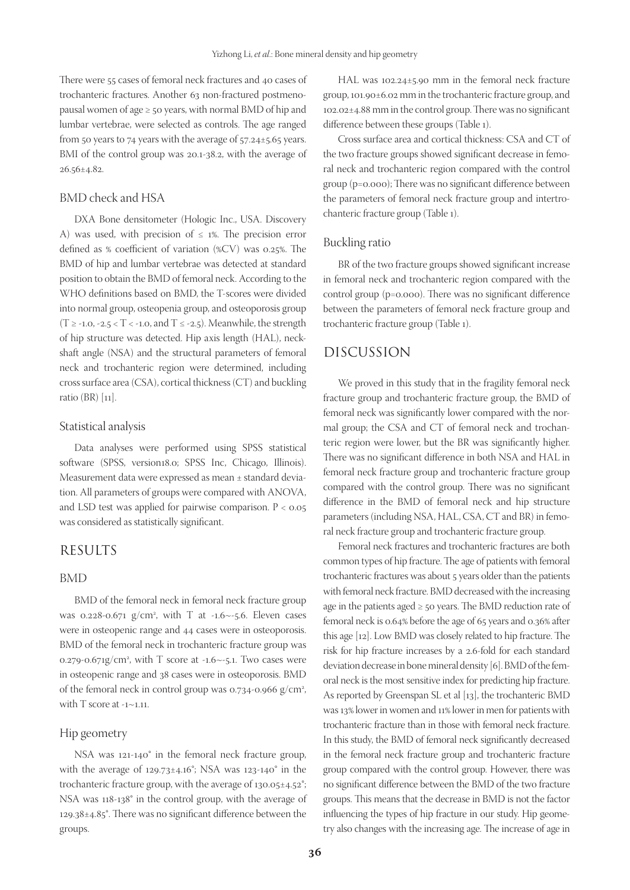There were 55 cases of femoral neck fractures and 40 cases of trochanteric fractures. Another 63 non-fractured postmenopausal women of age ≥ 50 years, with normal BMD of hip and lumbar vertebrae, were selected as controls. The age ranged from 50 years to 74 years with the average of 57.24±5.65 years. BMI of the control group was 20.1-38.2, with the average of 26.56±4.82.

### BMD check and HSA

DXA Bone densitometer (Hologic Inc., USA. Discovery A) was used, with precision of ≤ 1%. The precision error defined as % coefficient of variation (%CV) was 0.25%. The BMD of hip and lumbar vertebrae was detected at standard position to obtain the BMD of femoral neck. According to the WHO definitions based on BMD, the T-scores were divided into normal group, osteopenia group, and osteoporosis group ($T \geq -1.0$, $-2.5 < T < -1.0$, and $T \leq -2.5$). Meanwhile, the strength of hip structure was detected. Hip axis length (HAL), neck-shaft angle (NSA) and the structural parameters of femoral neck and trochanteric region were determined, including cross surface area (CSA), cortical thickness (CT) and buckling ratio (BR) [11].

### Statistical analysis

Data analyses were performed using SPSS statistical software (SPSS, version18.0; SPSS Inc, Chicago, Illinois). Measurement data were expressed as mean ± standard deviation. All parameters of groups were compared with ANOVA, and LSD test was applied for pairwise comparison. $P < 0.05$ was considered as statistically significant.

## RESULTS

### BMD

BMD of the femoral neck in femoral neck fracture group was 0.228-0.671 g/cm², with T at -1.6~-5.6. Eleven cases were in osteopenic range and 44 cases were in osteoporosis. BMD of the femoral neck in trochanteric fracture group was 0.279-0.671g/cm², with T score at -1.6~-5.1. Two cases were in osteopenic range and 38 cases were in osteoporosis. BMD of the femoral neck in control group was 0.734-0.966 g/cm², with T score at -1~1.11.

### Hip geometry

NSA was 121-140° in the femoral neck fracture group, with the average of 129.73±4.16°; NSA was 123-140° in the trochanteric fracture group, with the average of 130.05±4.52°; NSA was 118-138° in the control group, with the average of 129.38±4.85°. There was no significant difference between the groups.

HAL was 102.24±5.90 mm in the femoral neck fracture group, 101.90±6.02 mm in the trochanteric fracture group, and 102.02±4.88 mm in the control group. There was no significant difference between these groups (Table 1).

Cross surface area and cortical thickness: CSA and CT of the two fracture groups showed significant decrease in femoral neck and trochanteric region compared with the control group (p=0.000); There was no significant difference between the parameters of femoral neck fracture group and intertrochanteric fracture group (Table 1).

### Buckling ratio

BR of the two fracture groups showed significant increase in femoral neck and trochanteric region compared with the control group (p=0.000). There was no significant difference between the parameters of femoral neck fracture group and trochanteric fracture group (Table 1).

## DISCUSSION

We proved in this study that in the fragility femoral neck fracture group and trochanteric fracture group, the BMD of femoral neck was significantly lower compared with the normal group; the CSA and CT of femoral neck and trochanteric region were lower, but the BR was significantly higher. There was no significant difference in both NSA and HAL in femoral neck fracture group and trochanteric fracture group compared with the control group. There was no significant difference in the BMD of femoral neck and hip structure parameters (including NSA, HAL, CSA, CT and BR) in femoral neck fracture group and trochanteric fracture group.

Femoral neck fractures and trochanteric fractures are both common types of hip fracture. The age of patients with femoral trochanteric fractures was about 5 years older than the patients with femoral neck fracture. BMD decreased with the increasing age in the patients aged ≥ 50 years. The BMD reduction rate of femoral neck is 0.64% before the age of 65 years and 0.36% after this age [12]. Low BMD was closely related to hip fracture. The risk for hip fracture increases by a 2.6-fold for each standard deviation decrease in bone mineral density [6]. BMD of the femoral neck is the most sensitive index for predicting hip fracture. As reported by Greenspan SL et al [13], the trochanteric BMD was 13% lower in women and 11% lower in men for patients with trochanteric fracture than in those with femoral neck fracture. In this study, the BMD of femoral neck significantly decreased in the femoral neck fracture group and trochanteric fracture group compared with the control group. However, there was no significant difference between the BMD of the two fracture groups. This means that the decrease in BMD is not the factor influencing the types of hip fracture in our study. Hip geometry also changes with the increasing age. The increase of age in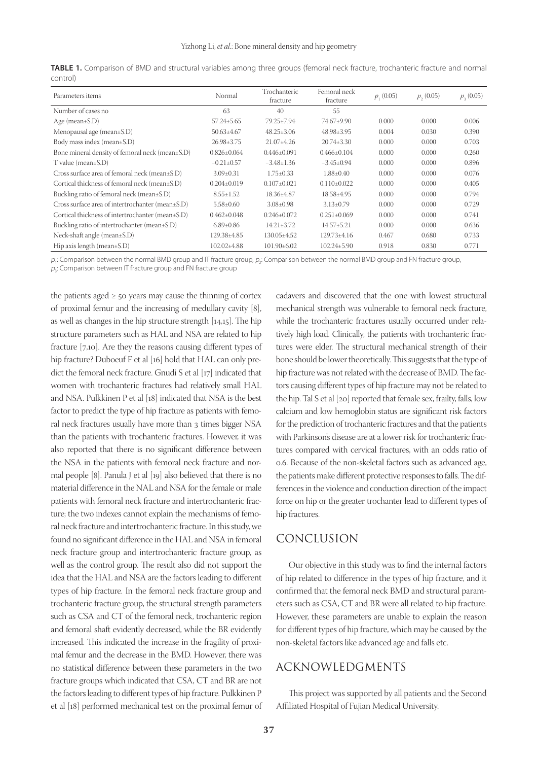**TABLE 1.** Comparison of BMD and structural variables among three groups (femoral neck fracture, trochanteric fracture and normal control)

| Parameters items | Normal | Trochanteric fracture | Femoral neck fracture | $p_1$ (0.05) | $p_2$ (0.05) | $p_3$ (0.05) |
|---|---|---|---|---|---|---|
| Number of cases no | 63 | 40 | 55 | | | |
| Age (mean±S.D) | 57.24±5.65 | 79.25±7.94 | 74.67±9.90 | 0.000 | 0.000 | 0.006 |
| Menopausal age (mean±S.D) | 50.63±4.67 | 48.25±3.06 | 48.98±3.95 | 0.004 | 0.030 | 0.390 |
| Body mass index (mean±S.D) | 26.98±3.75 | 21.07±4.26 | 20.74±3.30 | 0.000 | 0.000 | 0.703 |
| Bone mineral density of femoral neck (mean±S.D) | 0.826±0.064 | 0.446±0.091 | 0.466±0.104 | 0.000 | 0.000 | 0.260 |
| T value (mean±S.D) | −0.21±0.57 | −3.48±1.36 | −3.45±0.94 | 0.000 | 0.000 | 0.896 |
| Cross surface area of femoral neck (mean±S.D) | 3.09±0.31 | 1.75±0.33 | 1.88±0.40 | 0.000 | 0.000 | 0.076 |
| Cortical thickness of femoral neck (mean±S.D) | 0.204±0.019 | 0.107±0.021 | 0.110±0.022 | 0.000 | 0.000 | 0.405 |
| Buckling ratio of femoral neck (mean±S.D) | 8.55±1.52 | 18.36±4.87 | 18.58±4.95 | 0.000 | 0.000 | 0.794 |
| Cross surface area of intertrochanter (mean±S.D) | 5.58±0.60 | 3.08±0.98 | 3.13±0.79 | 0.000 | 0.000 | 0.729 |
| Cortical thickness of intertrochanter (mean±S.D) | 0.462±0.048 | 0.246±0.072 | 0.251±0.069 | 0.000 | 0.000 | 0.741 |
| Buckling ratio of intertrochanter (mean±S.D) | 6.89±0.86 | 14.21±3.72 | 14.57±5.21 | 0.000 | 0.000 | 0.636 |
| Neck-shaft angle (mean±S.D) | 129.38±4.85 | 130.05±4.52 | 129.73±4.16 | 0.467 | 0.680 | 0.733 |
| Hip axis length (mean±S.D) | 102.02±4.88 | 101.90±6.02 | 102.24±5.90 | 0.918 | 0.830 | 0.771 |

$p_1$: Comparison between the normal BMD group and IT fracture group, $p_2$: Comparison between the normal BMD group and FN fracture group, $p_3$: Comparison between IT fracture group and FN fracture group

the patients aged ≥ 50 years may cause the thinning of cortex of proximal femur and the increasing of medullary cavity [8], as well as changes in the hip structure strength [14,15]. The hip structure parameters such as HAL and NSA are related to hip fracture [7,10]. Are they the reasons causing different types of hip fracture? Duboeuf F et al [16] hold that HAL can only predict the femoral neck fracture. Gnudi S et al [17] indicated that women with trochanteric fractures had relatively small HAL and NSA. Pulkkinen P et al [18] indicated that NSA is the best factor to predict the type of hip fracture as patients with femoral neck fractures usually have more than 3 times bigger NSA than the patients with trochanteric fractures. However, it was also reported that there is no significant difference between the NSA in the patients with femoral neck fracture and normal people [8]. Panula J et al [19] also believed that there is no material difference in the NAL and NSA for the female or male patients with femoral neck fracture and intertrochanteric fracture; the two indexes cannot explain the mechanisms of femoral neck fracture and intertrochanteric fracture. In this study, we found no significant difference in the HAL and NSA in femoral neck fracture group and intertrochanteric fracture group, as well as the control group. The result also did not support the idea that the HAL and NSA are the factors leading to different types of hip fracture. In the femoral neck fracture group and trochanteric fracture group, the structural strength parameters such as CSA and CT of the femoral neck, trochanteric region and femoral shaft evidently decreased, while the BR evidently increased. This indicated the increase in the fragility of proximal femur and the decrease in the BMD. However, there was no statistical difference between these parameters in the two fracture groups which indicated that CSA, CT and BR are not the factors leading to different types of hip fracture. Pulkkinen P et al [18] performed mechanical test on the proximal femur of cadavers and discovered that the one with lowest structural mechanical strength was vulnerable to femoral neck fracture, while the trochanteric fractures usually occurred under relatively high load. Clinically, the patients with trochanteric fractures were elder. The structural mechanical strength of their bone should be lower theoretically. This suggests that the type of hip fracture was not related with the decrease of BMD. The factors causing different types of hip fracture may not be related to the hip. Tal S et al [20] reported that female sex, frailty, falls, low calcium and low hemoglobin status are significant risk factors for the prediction of trochanteric fractures and that the patients with Parkinson's disease are at a lower risk for trochanteric fractures compared with cervical fractures, with an odds ratio of 0.6. Because of the non-skeletal factors such as advanced age, the patients make different protective responses to falls. The differences in the violence and conduction direction of the impact force on hip or the greater trochanter lead to different types of hip fractures.

## CONCLUSION

Our objective in this study was to find the internal factors of hip related to difference in the types of hip fracture, and it confirmed that the femoral neck BMD and structural parameters such as CSA, CT and BR were all related to hip fracture. However, these parameters are unable to explain the reason for different types of hip fracture, which may be caused by the non-skeletal factors like advanced age and falls etc.

## ACKNOWLEDGMENTS

This project was supported by all patients and the Second Affiliated Hospital of Fujian Medical University.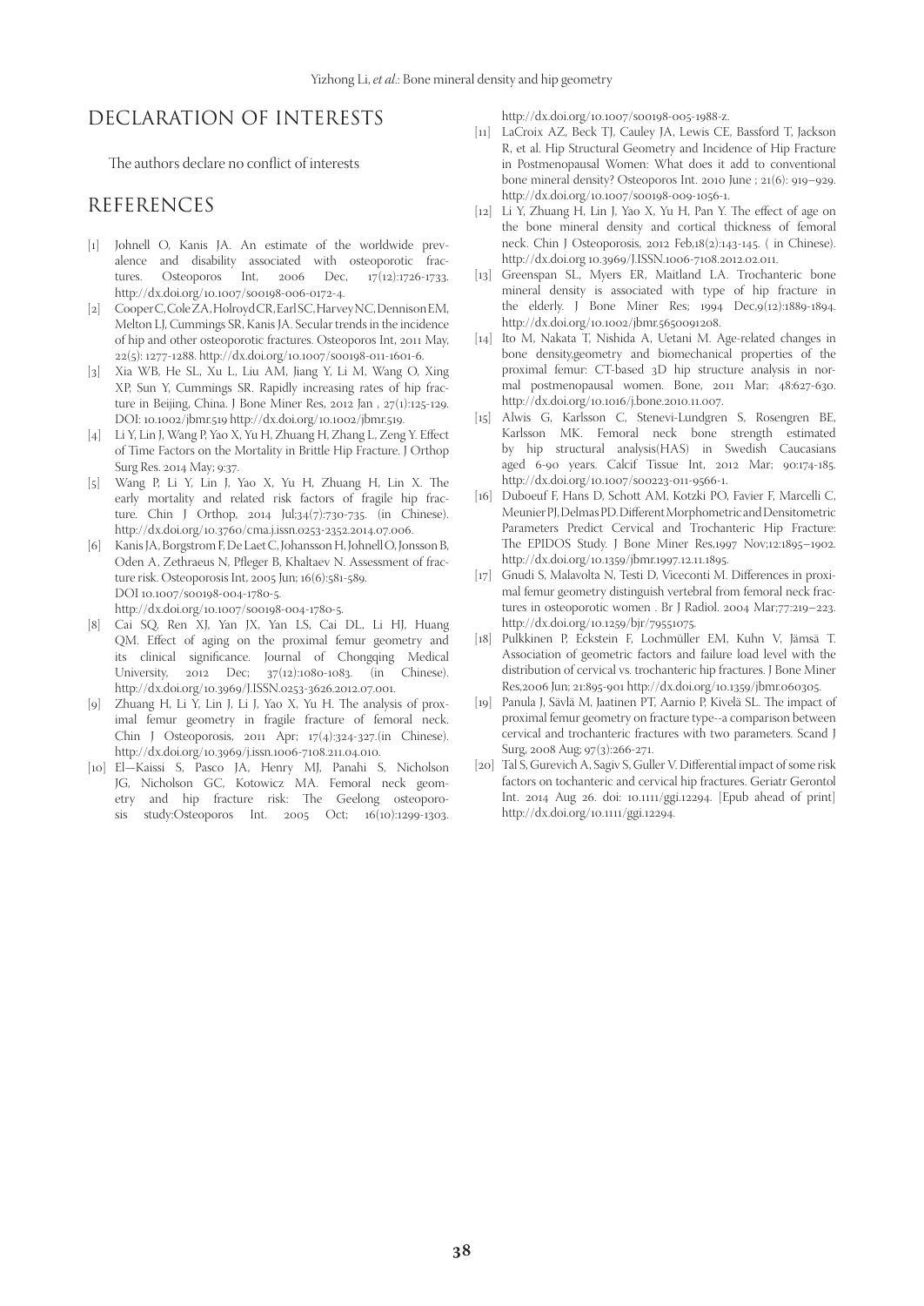## DECLARATION OF INTERESTS

The authors declare no conflict of interests

## REFERENCES

[1] Johnell O, Kanis JA. An estimate of the worldwide prevalence and disability associated with osteoporotic fractures. Osteoporos Int, 2006 Dec, 17(12):1726-1733. http://dx.doi.org/10.1007/s00198-006-0172-4.

[2] Cooper C, Cole ZA, Holroyd CR, Earl SC, Harvey NC, Dennison EM, Melton LJ, Cummings SR, Kanis JA. Secular trends in the incidence of hip and other osteoporotic fractures. Osteoporos Int, 2011 May, 22(5): 1277-1288. http://dx.doi.org/10.1007/s00198-011-1601-6.

[3] Xia WB, He SL, Xu L, Liu AM, Jiang Y, Li M, Wang O, Xing XP, Sun Y, Cummings SR. Rapidly increasing rates of hip fracture in Beijing, China. J Bone Miner Res, 2012 Jan , 27(1):125-129. DOI: 10.1002/jbmr.519 http://dx.doi.org/10.1002/jbmr.519.

[4] Li Y, Lin J, Wang P, Yao X, Yu H, Zhuang H, Zhang L, Zeng Y. Effect of Time Factors on the Mortality in Brittle Hip Fracture. J Orthop Surg Res. 2014 May; 9:37.

[5] Wang P, Li Y, Lin J, Yao X, Yu H, Zhuang H, Lin X. The early mortality and related risk factors of fragile hip fracture. Chin J Orthop, 2014 Jul;34(7):730-735. (in Chinese). http://dx.doi.org/10.3760/cma.j.issn.0253-2352.2014.07.006.

[6] Kanis JA, Borgstrom F, De Laet C, Johansson H, Johnell O, Jonsson B, Oden A, Zethraeus N, Pfleger B, Khaltaev N. Assessment of fracture risk. Osteoporosis Int, 2005 Jun; 16(6):581-589. DOI 10.1007/s00198-004-1780-5. http://dx.doi.org/10.1007/s00198-004-1780-5.

[8] Cai SQ, Ren XJ, Yan JX, Yan LS, Cai DL, Li HJ, Huang QM. Effect of aging on the proximal femur geometry and its clinical significance. Journal of Chongqing Medical University, 2012 Dec; 37(12):1080-1083. (in Chinese). http://dx.doi.org/10.3969/J.ISSN.0253-3626.2012.07.001.

[9] Zhuang H, Li Y, Lin J, Li J, Yao X, Yu H. The analysis of proximal femur geometry in fragile fracture of femoral neck. Chin J Osteoporosis, 2011 Apr; 17(4):324-327.(in Chinese). http://dx.doi.org/10.3969/j.issn.1006-7108.211.04.010.

[10] El—Kaissi S, Pasco JA, Henry MJ, Panahi S, Nicholson JG, Nicholson GC, Kotowicz MA. Femoral neck geometry and hip fracture risk: The Geelong osteoporosis study:Osteoporos Int. 2005 Oct; 16(10):1299-1303. http://dx.doi.org/10.1007/s00198-005-1988-z.

[11] LaCroix AZ, Beck TJ, Cauley JA, Lewis CE, Bassford T, Jackson R, et al. Hip Structural Geometry and Incidence of Hip Fracture in Postmenopausal Women: What does it add to conventional bone mineral density? Osteoporos Int. 2010 June ; 21(6): 919–929. http://dx.doi.org/10.1007/s00198-009-1056-1.

[12] Li Y, Zhuang H, Lin J, Yao X, Yu H, Pan Y. The effect of age on the bone mineral density and cortical thickness of femoral neck. Chin J Osteoporosis, 2012 Feb,18(2):143-145. ( in Chinese). http://dx.doi.org 10.3969/J.ISSN.1006-7108.2012.02.011.

[13] Greenspan SL, Myers ER, Maitland LA. Trochanteric bone mineral density is associated with type of hip fracture in the elderly. J Bone Miner Res; 1994 Dec,9(12):1889-1894. http://dx.doi.org/10.1002/jbmr.5650091208.

[14] Ito M, Nakata T, Nishida A, Uetani M. Age-related changes in bone density,geometry and biomechanical properties of the proximal femur: CT-based 3D hip structure analysis in normal postmenopausal women. Bone, 2011 Mar; 48:627-630. http://dx.doi.org/10.1016/j.bone.2010.11.007.

[15] Alwis G, Karlsson C, Stenevi-Lundgren S, Rosengren BE, Karlsson MK. Femoral neck bone strength estimated by hip structural analysis(HAS) in Swedish Caucasians aged 6-90 years. Calcif Tissue Int, 2012 Mar; 90:174-185. http://dx.doi.org/10.1007/s00223-011-9566-1.

[16] Duboeuf F, Hans D, Schott AM, Kotzki PO, Favier F, Marcelli C, Meunier PJ, Delmas PD. Different Morphometric and Densitometric Parameters Predict Cervical and Trochanteric Hip Fracture: The EPIDOS Study. J Bone Miner Res,1997 Nov;12:1895–1902. http://dx.doi.org/10.1359/jbmr.1997.12.11.1895.

[17] Gnudi S, Malavolta N, Testi D, Viceconti M. Differences in proximal femur geometry distinguish vertebral from femoral neck fractures in osteoporotic women . Br J Radiol. 2004 Mar;77:219–223. http://dx.doi.org/10.1259/bjr/79551075.

[18] Pulkkinen P, Eckstein F, Lochmüller EM, Kuhn V, Jämsä T. Association of geometric factors and failure load level with the distribution of cervical vs. trochanteric hip fractures. J Bone Miner Res,2006 Jun; 21:895-901 http://dx.doi.org/10.1359/jbmr.060305.

[19] Panula J, Sävlä M, Jaatinen PT, Aarnio P, Kivelä SL. The impact of proximal femur geometry on fracture type--a comparison between cervical and trochanteric fractures with two parameters. Scand J Surg, 2008 Aug; 97(3):266-271.

[20] Tal S, Gurevich A, Sagiv S, Guller V. Differential impact of some risk factors on tochanteric and cervical hip fractures. Geriatr Gerontol Int. 2014 Aug 26. doi: 10.1111/ggi.12294. [Epub ahead of print] http://dx.doi.org/10.1111/ggi.12294.